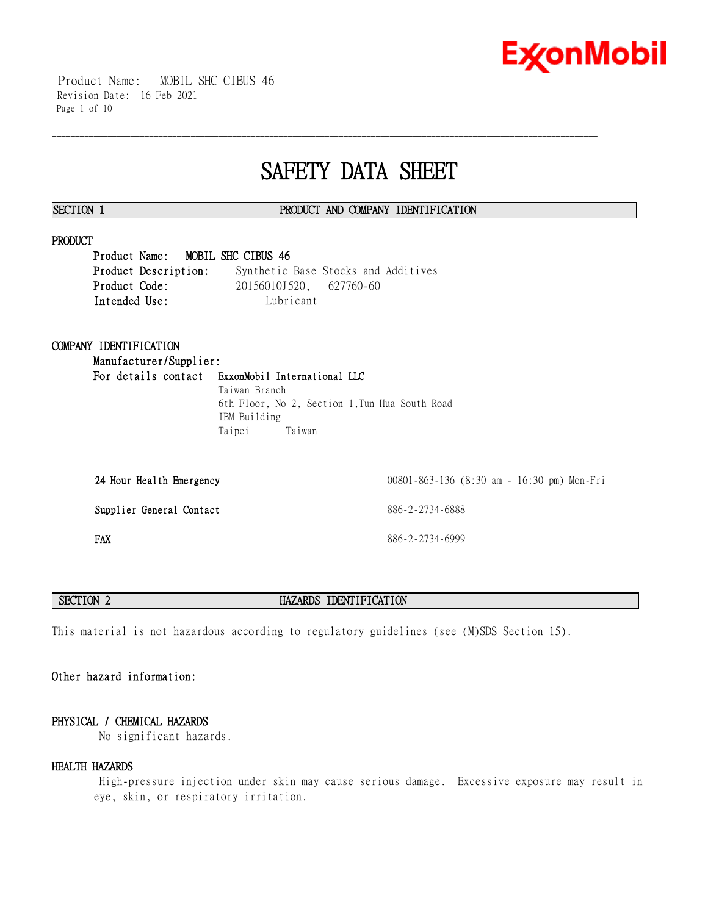# SAFETY DATA SHEET

## SECTION 1 PRODUCT AND COMPANY IDENTIFICATION

### PRODUCT

**Product Name:** **MOBIL SHC CIBUS 46**
**Product Description:** Synthetic Base Stocks and Additives
**Product Code:** 20156010J520, 627760-60
**Intended Use:** Lubricant

### COMPANY IDENTIFICATION

**Manufacturer/Supplier:**
**For details contact** **ExxonMobil International LLC**
Taiwan Branch
6th Floor, No 2, Section 1,Tun Hua South Road
IBM Building
Taipei Taiwan

| | |
|---|---|
| **24 Hour Health Emergency** | 00801-863-136 (8:30 am - 16:30 pm) Mon-Fri |
| **Supplier General Contact** | 886-2-2734-6888 |
| **FAX** | 886-2-2734-6999 |

## SECTION 2 HAZARDS IDENTIFICATION

This material is not hazardous according to regulatory guidelines (see (M)SDS Section 15).

**Other hazard information:**

### PHYSICAL / CHEMICAL HAZARDS

No significant hazards.

### HEALTH HAZARDS

High-pressure injection under skin may cause serious damage. Excessive exposure may result in eye, skin, or respiratory irritation.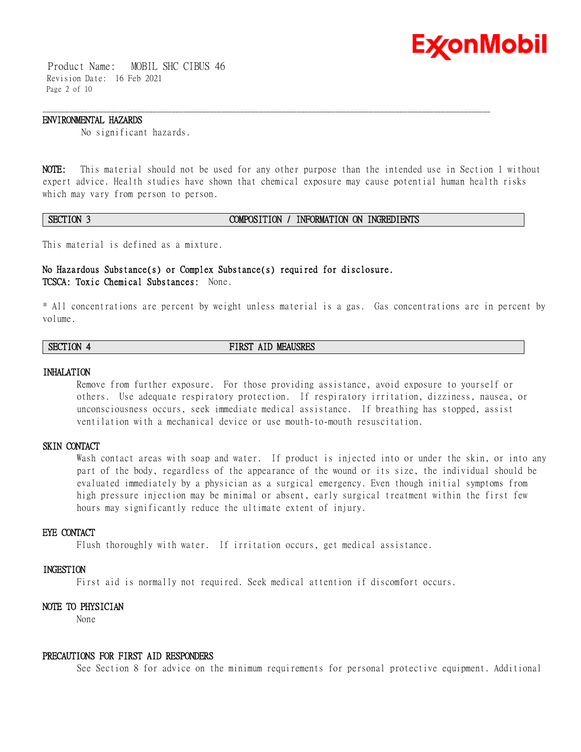### ENVIRONMENTAL HAZARDS

No significant hazards.

**NOTE:** This material should not be used for any other purpose than the intended use in Section 1 without expert advice. Health studies have shown that chemical exposure may cause potential human health risks which may vary from person to person.

## SECTION 3 COMPOSITION / INFORMATION ON INGREDIENTS

This material is defined as a mixture.

**No Hazardous Substance(s) or Complex Substance(s) required for disclosure.**
**TCSCA: Toxic Chemical Substances:** None.

* All concentrations are percent by weight unless material is a gas. Gas concentrations are in percent by volume.

## SECTION 4 FIRST AID MEAUSRES

### INHALATION

Remove from further exposure. For those providing assistance, avoid exposure to yourself or others. Use adequate respiratory protection. If respiratory irritation, dizziness, nausea, or unconsciousness occurs, seek immediate medical assistance. If breathing has stopped, assist ventilation with a mechanical device or use mouth-to-mouth resuscitation.

### SKIN CONTACT

Wash contact areas with soap and water. If product is injected into or under the skin, or into any part of the body, regardless of the appearance of the wound or its size, the individual should be evaluated immediately by a physician as a surgical emergency. Even though initial symptoms from high pressure injection may be minimal or absent, early surgical treatment within the first few hours may significantly reduce the ultimate extent of injury.

### EYE CONTACT

Flush thoroughly with water. If irritation occurs, get medical assistance.

### INGESTION

First aid is normally not required. Seek medical attention if discomfort occurs.

### NOTE TO PHYSICIAN

None

### PRECAUTIONS FOR FIRST AID RESPONDERS

See Section 8 for advice on the minimum requirements for personal protective equipment. Additional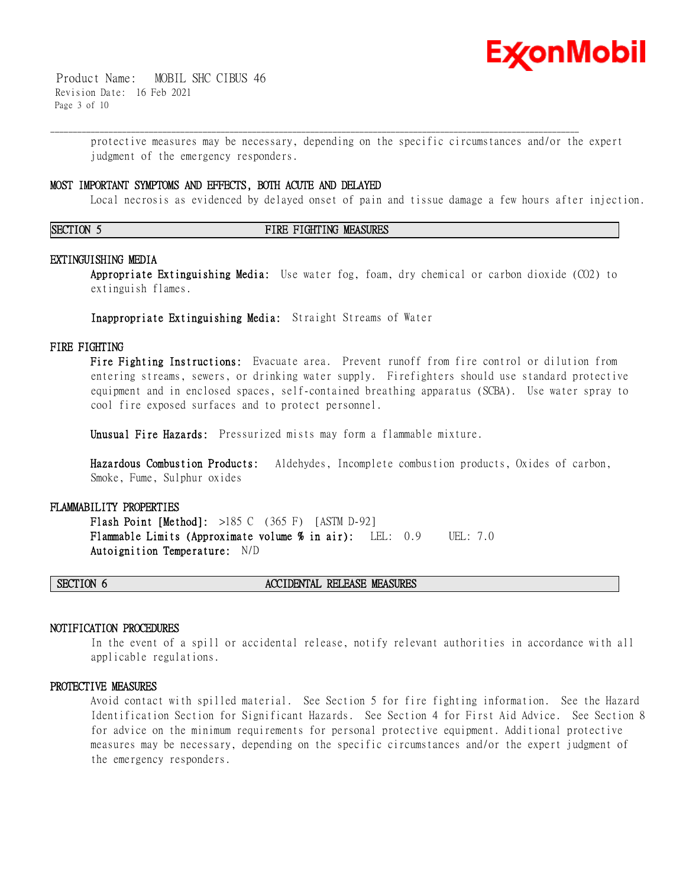protective measures may be necessary, depending on the specific circumstances and/or the expert judgment of the emergency responders.

### MOST IMPORTANT SYMPTOMS AND EFFECTS, BOTH ACUTE AND DELAYED

Local necrosis as evidenced by delayed onset of pain and tissue damage a few hours after injection.

## SECTION 5 FIRE FIGHTING MEASURES

### EXTINGUISHING MEDIA

**Appropriate Extinguishing Media:** Use water fog, foam, dry chemical or carbon dioxide ($CO_2$) to extinguish flames.

**Inappropriate Extinguishing Media:** Straight Streams of Water

### FIRE FIGHTING

**Fire Fighting Instructions:** Evacuate area. Prevent runoff from fire control or dilution from entering streams, sewers, or drinking water supply. Firefighters should use standard protective equipment and in enclosed spaces, self-contained breathing apparatus (SCBA). Use water spray to cool fire exposed surfaces and to protect personnel.

**Unusual Fire Hazards:** Pressurized mists may form a flammable mixture.

**Hazardous Combustion Products:** Aldehydes, Incomplete combustion products, Oxides of carbon, Smoke, Fume, Sulphur oxides

### FLAMMABILITY PROPERTIES

**Flash Point [Method]:** >185 C (365 F) [ASTM D-92]
**Flammable Limits (Approximate volume % in air):** LEL: 0.9 UEL: 7.0
**Autoignition Temperature:** N/D

## SECTION 6 ACCIDENTAL RELEASE MEASURES

### NOTIFICATION PROCEDURES

In the event of a spill or accidental release, notify relevant authorities in accordance with all applicable regulations.

### PROTECTIVE MEASURES

Avoid contact with spilled material. See Section 5 for fire fighting information. See the Hazard Identification Section for Significant Hazards. See Section 4 for First Aid Advice. See Section 8 for advice on the minimum requirements for personal protective equipment. Additional protective measures may be necessary, depending on the specific circumstances and/or the expert judgment of the emergency responders.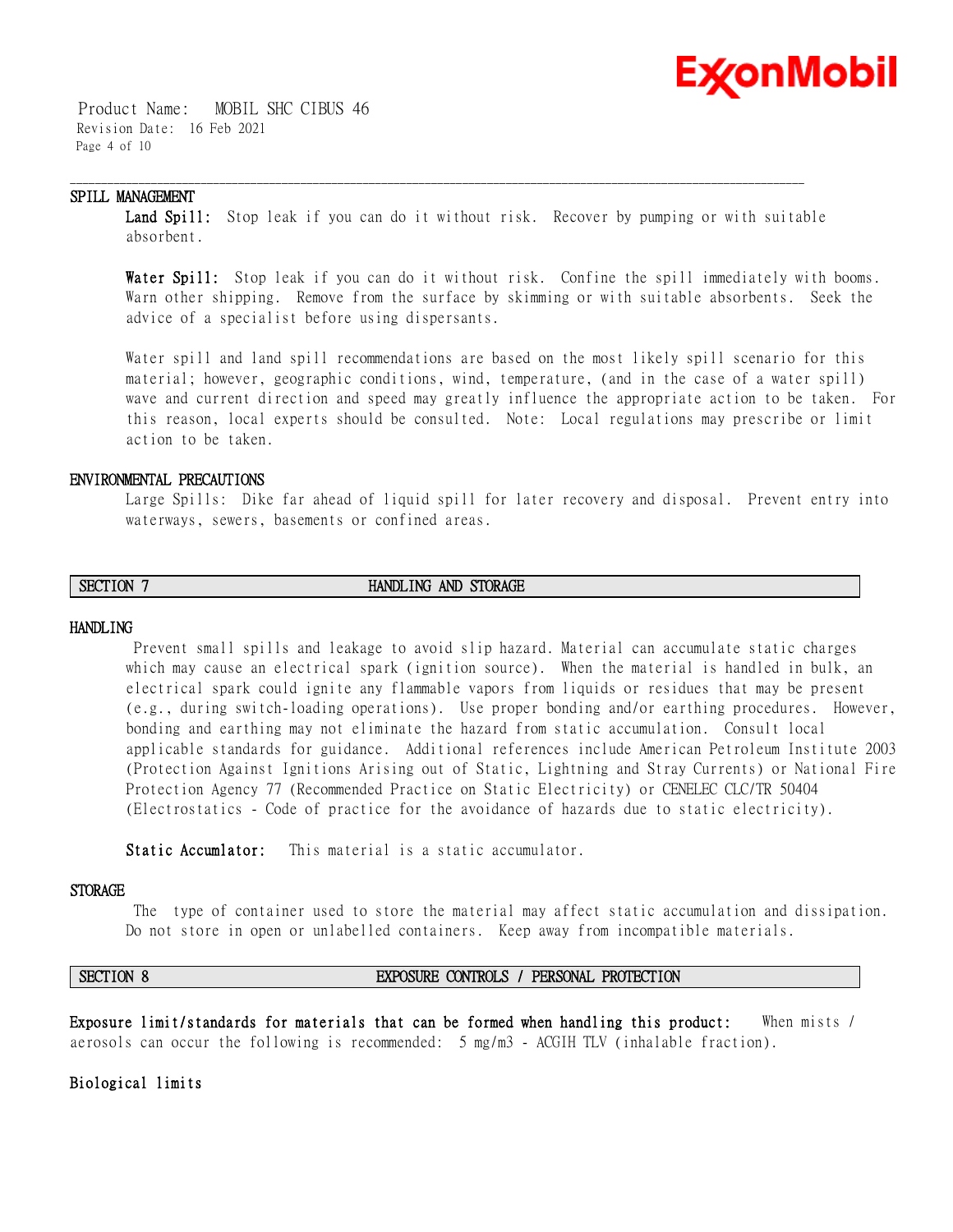### SPILL MANAGEMENT

**Land Spill:** Stop leak if you can do it without risk. Recover by pumping or with suitable absorbent.

**Water Spill:** Stop leak if you can do it without risk. Confine the spill immediately with booms. Warn other shipping. Remove from the surface by skimming or with suitable absorbents. Seek the advice of a specialist before using dispersants.

Water spill and land spill recommendations are based on the most likely spill scenario for this material; however, geographic conditions, wind, temperature, (and in the case of a water spill) wave and current direction and speed may greatly influence the appropriate action to be taken. For this reason, local experts should be consulted. Note: Local regulations may prescribe or limit action to be taken.

### ENVIRONMENTAL PRECAUTIONS

Large Spills: Dike far ahead of liquid spill for later recovery and disposal. Prevent entry into waterways, sewers, basements or confined areas.

## SECTION 7 HANDLING AND STORAGE

### HANDLING

Prevent small spills and leakage to avoid slip hazard. Material can accumulate static charges which may cause an electrical spark (ignition source). When the material is handled in bulk, an electrical spark could ignite any flammable vapors from liquids or residues that may be present (e.g., during switch-loading operations). Use proper bonding and/or earthing procedures. However, bonding and earthing may not eliminate the hazard from static accumulation. Consult local applicable standards for guidance. Additional references include American Petroleum Institute 2003 (Protection Against Ignitions Arising out of Static, Lightning and Stray Currents) or National Fire Protection Agency 77 (Recommended Practice on Static Electricity) or CENELEC CLC/TR 50404 (Electrostatics - Code of practice for the avoidance of hazards due to static electricity).

**Static Accumulator:** This material is a static accumulator.

### STORAGE

The type of container used to store the material may affect static accumulation and dissipation. Do not store in open or unlabelled containers. Keep away from incompatible materials.

## SECTION 8 EXPOSURE CONTROLS / PERSONAL PROTECTION

**Exposure limit/standards for materials that can be formed when handling this product:** When mists / aerosols can occur the following is recommended: 5 mg/m3 - ACGIH TLV (inhalable fraction).

**Biological limits**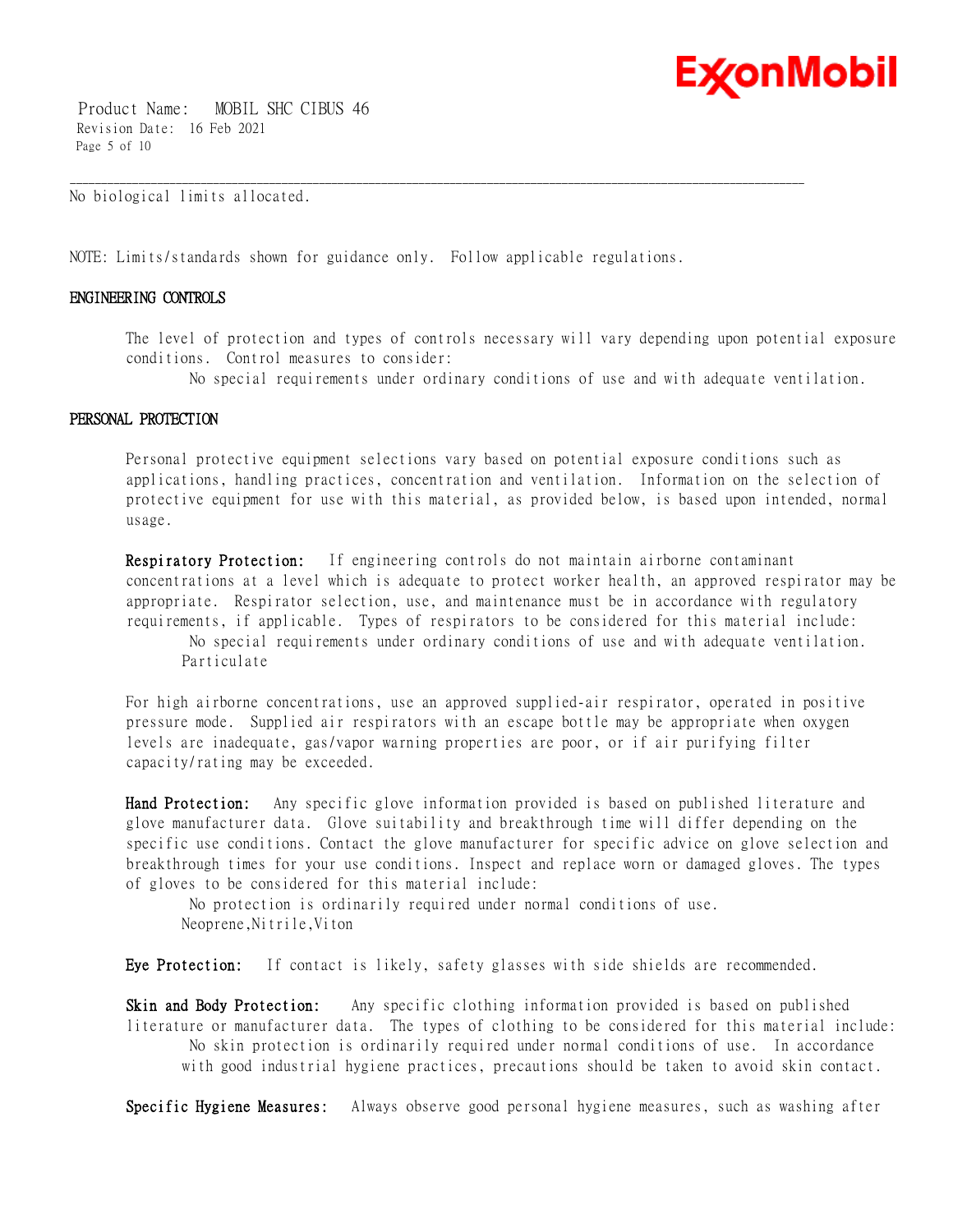No biological limits allocated.

NOTE: Limits/standards shown for guidance only. Follow applicable regulations.

## ENGINEERING CONTROLS

The level of protection and types of controls necessary will vary depending upon potential exposure conditions. Control measures to consider:

No special requirements under ordinary conditions of use and with adequate ventilation.

## PERSONAL PROTECTION

Personal protective equipment selections vary based on potential exposure conditions such as applications, handling practices, concentration and ventilation. Information on the selection of protective equipment for use with this material, as provided below, is based upon intended, normal usage.

**Respiratory Protection:** If engineering controls do not maintain airborne contaminant concentrations at a level which is adequate to protect worker health, an approved respirator may be appropriate. Respirator selection, use, and maintenance must be in accordance with regulatory requirements, if applicable. Types of respirators to be considered for this material include:

No special requirements under ordinary conditions of use and with adequate ventilation.
Particulate

For high airborne concentrations, use an approved supplied-air respirator, operated in positive pressure mode. Supplied air respirators with an escape bottle may be appropriate when oxygen levels are inadequate, gas/vapor warning properties are poor, or if air purifying filter capacity/rating may be exceeded.

**Hand Protection:** Any specific glove information provided is based on published literature and glove manufacturer data. Glove suitability and breakthrough time will differ depending on the specific use conditions. Contact the glove manufacturer for specific advice on glove selection and breakthrough times for your use conditions. Inspect and replace worn or damaged gloves. The types of gloves to be considered for this material include:

No protection is ordinarily required under normal conditions of use.
Neoprene,Nitrile,Viton

**Eye Protection:** If contact is likely, safety glasses with side shields are recommended.

**Skin and Body Protection:** Any specific clothing information provided is based on published literature or manufacturer data. The types of clothing to be considered for this material include:

No skin protection is ordinarily required under normal conditions of use. In accordance with good industrial hygiene practices, precautions should be taken to avoid skin contact.

**Specific Hygiene Measures:** Always observe good personal hygiene measures, such as washing after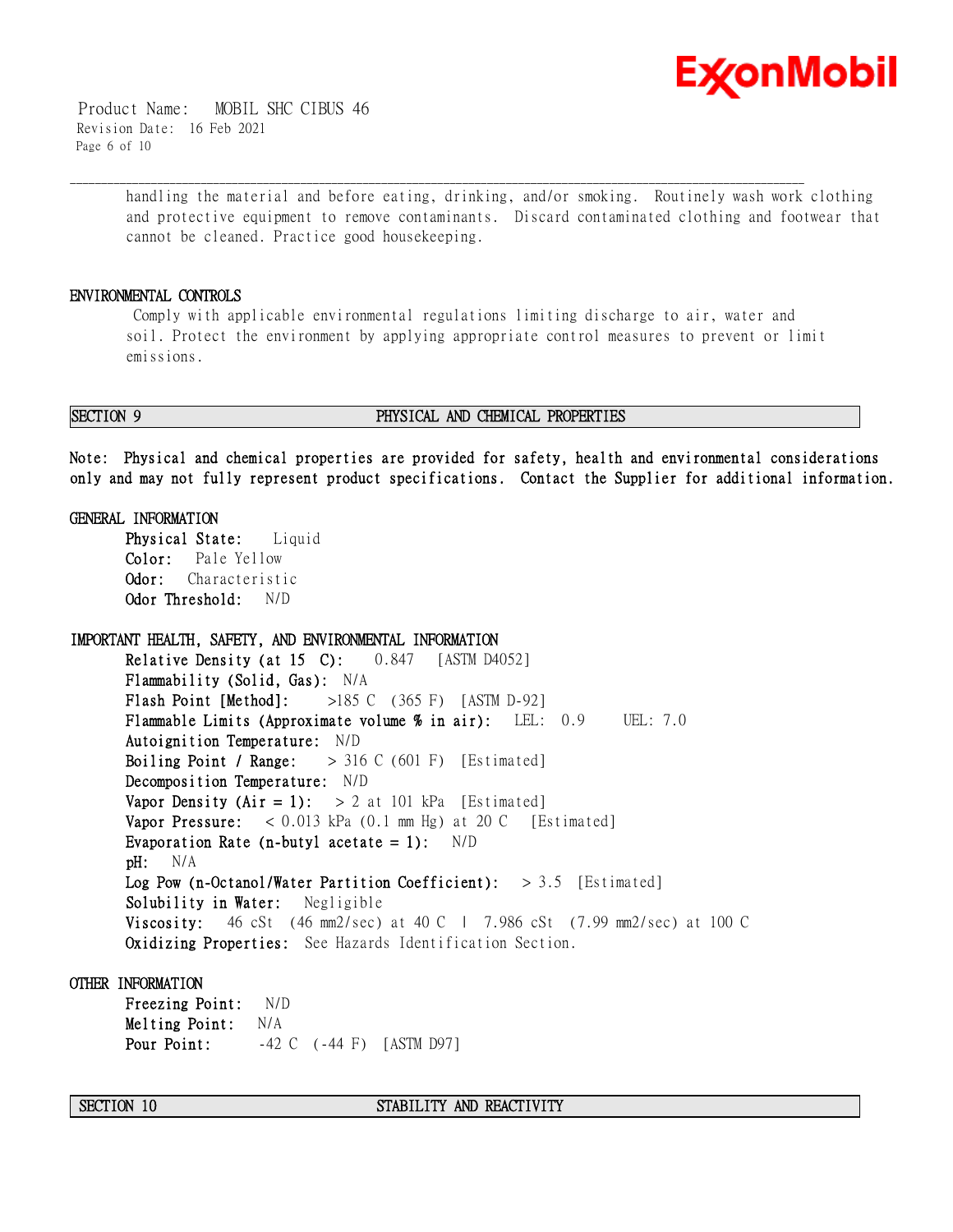handling the material and before eating, drinking, and/or smoking. Routinely wash work clothing and protective equipment to remove contaminants. Discard contaminated clothing and footwear that cannot be cleaned. Practice good housekeeping.

### ENVIRONMENTAL CONTROLS

Comply with applicable environmental regulations limiting discharge to air, water and soil. Protect the environment by applying appropriate control measures to prevent or limit emissions.

## SECTION 9 PHYSICAL AND CHEMICAL PROPERTIES

**Note: Physical and chemical properties are provided for safety, health and environmental considerations only and may not fully represent product specifications. Contact the Supplier for additional information.**

### GENERAL INFORMATION

**Physical State:** Liquid
**Color:** Pale Yellow
**Odor:** Characteristic
**Odor Threshold:** N/D

### IMPORTANT HEALTH, SAFETY, AND ENVIRONMENTAL INFORMATION

**Relative Density (at 15 C):** 0.847 [ASTM D4052]
**Flammability (Solid, Gas):** N/A
**Flash Point [Method]:** >185 C (365 F) [ASTM D-92]
**Flammable Limits (Approximate volume % in air):** LEL: 0.9 UEL: 7.0
**Autoignition Temperature:** N/D
**Boiling Point / Range:** > 316 C (601 F) [Estimated]
**Decomposition Temperature:** N/D
**Vapor Density (Air = 1):** > 2 at 101 kPa [Estimated]
**Vapor Pressure:** < 0.013 kPa (0.1 mm Hg) at 20 C [Estimated]
**Evaporation Rate (n-butyl acetate = 1):** N/D
**pH:** N/A
**Log Pow (n-Octanol/Water Partition Coefficient):** > 3.5 [Estimated]
**Solubility in Water:** Negligible
**Viscosity:** 46 cSt (46 mm2/sec) at 40 C | 7.986 cSt (7.99 mm2/sec) at 100 C
**Oxidizing Properties:** See Hazards Identification Section.

### OTHER INFORMATION

**Freezing Point:** N/D
**Melting Point:** N/A
**Pour Point:** -42 C (-44 F) [ASTM D97]

## SECTION 10 STABILITY AND REACTIVITY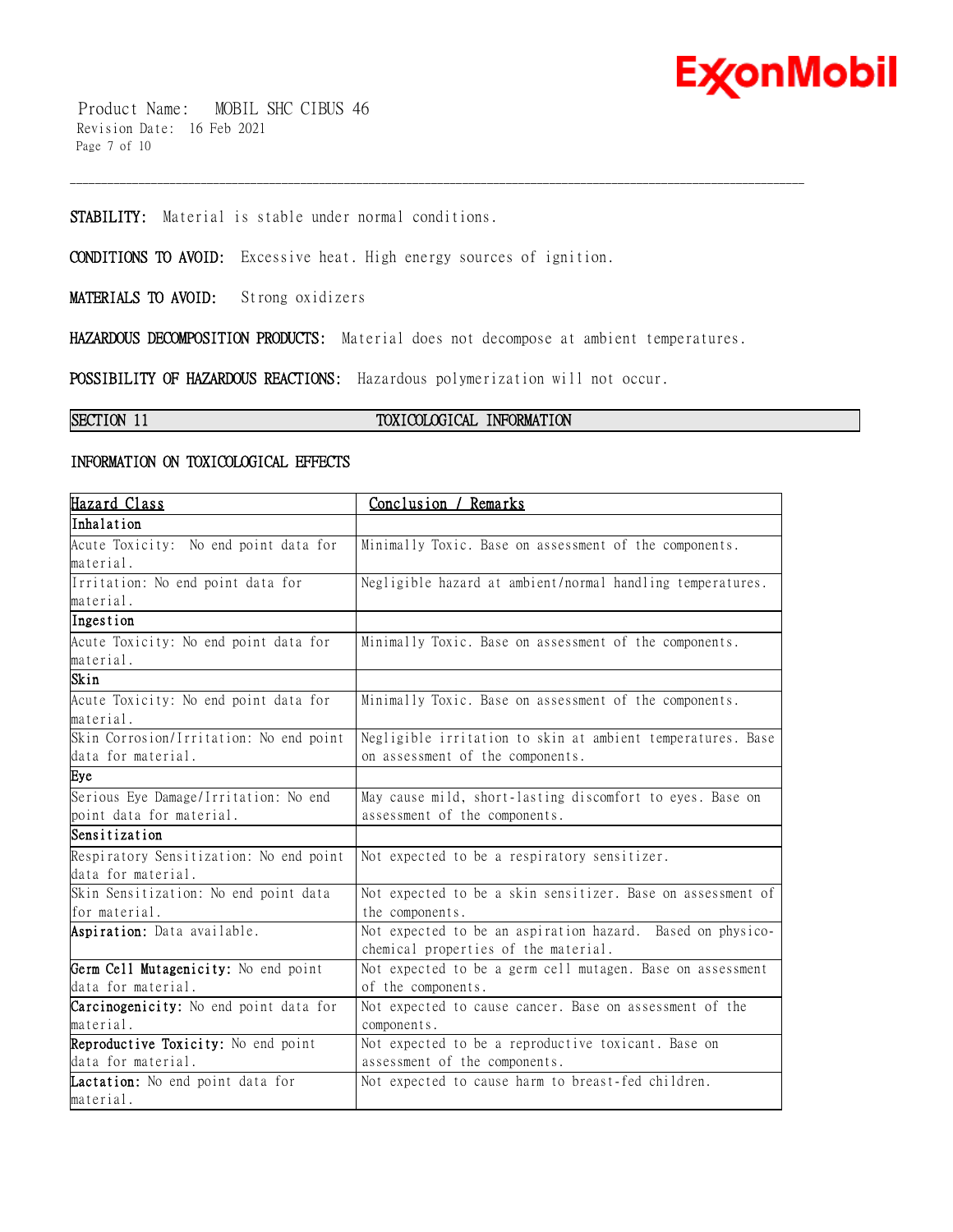**STABILITY:** Material is stable under normal conditions.

**CONDITIONS TO AVOID:** Excessive heat. High energy sources of ignition.

**MATERIALS TO AVOID:** Strong oxidizers

**HAZARDOUS DECOMPOSITION PRODUCTS:** Material does not decompose at ambient temperatures.

**POSSIBILITY OF HAZARDOUS REACTIONS:** Hazardous polymerization will not occur.

## SECTION 11 TOXICOLOGICAL INFORMATION

### INFORMATION ON TOXICOLOGICAL EFFECTS

| Hazard Class | Conclusion / Remarks |
|---|---|
| **Inhalation** | |
| Acute Toxicity: No end point data for material. | Minimally Toxic. Base on assessment of the components. |
| Irritation: No end point data for material. | Negligible hazard at ambient/normal handling temperatures. |
| **Ingestion** | |
| Acute Toxicity: No end point data for material. | Minimally Toxic. Base on assessment of the components. |
| **Skin** | |
| Acute Toxicity: No end point data for material. | Minimally Toxic. Base on assessment of the components. |
| Skin Corrosion/Irritation: No end point data for material. | Negligible irritation to skin at ambient temperatures. Base on assessment of the components. |
| **Eye** | |
| Serious Eye Damage/Irritation: No end point data for material. | May cause mild, short-lasting discomfort to eyes. Base on assessment of the components. |
| **Sensitization** | |
| Respiratory Sensitization: No end point data for material. | Not expected to be a respiratory sensitizer. |
| Skin Sensitization: No end point data for material. | Not expected to be a skin sensitizer. Base on assessment of the components. |
| **Aspiration:** Data available. | Not expected to be an aspiration hazard. Based on physico-chemical properties of the material. |
| **Germ Cell Mutagenicity:** No end point data for material. | Not expected to be a germ cell mutagen. Base on assessment of the components. |
| **Carcinogenicity:** No end point data for material. | Not expected to cause cancer. Base on assessment of the components. |
| **Reproductive Toxicity:** No end point data for material. | Not expected to be a reproductive toxicant. Base on assessment of the components. |
| **Lactation:** No end point data for material. | Not expected to cause harm to breast-fed children. |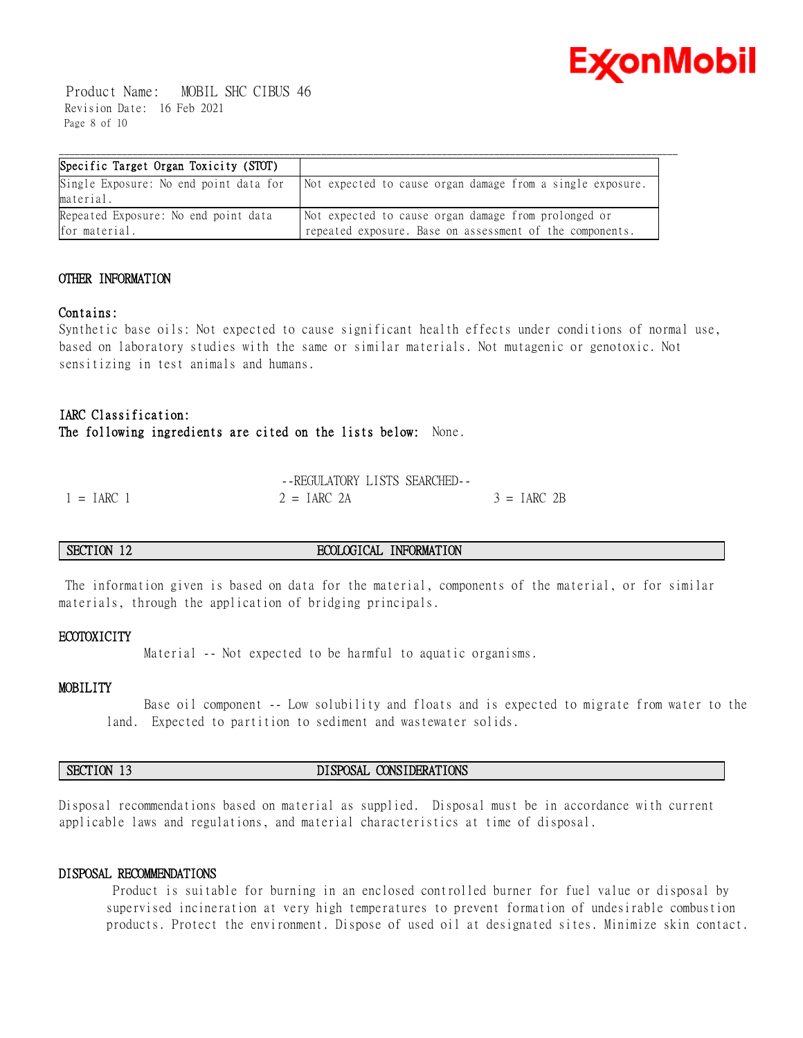| Specific Target Organ Toxicity (STOT) | |
|---|---|
| Single Exposure: No end point data for material. | Not expected to cause organ damage from a single exposure. |
| Repeated Exposure: No end point data for material. | Not expected to cause organ damage from prolonged or repeated exposure. Base on assessment of the components. |

### OTHER INFORMATION

**Contains:**

Synthetic base oils: Not expected to cause significant health effects under conditions of normal use, based on laboratory studies with the same or similar materials. Not mutagenic or genotoxic. Not sensitizing in test animals and humans.

**IARC Classification:**

**The following ingredients are cited on the lists below:** None.

--REGULATORY LISTS SEARCHED--

1 = IARC 1 2 = IARC 2A 3 = IARC 2B

## SECTION 12 ECOLOGICAL INFORMATION

The information given is based on data for the material, components of the material, or for similar materials, through the application of bridging principals.

### ECOTOXICITY

Material -- Not expected to be harmful to aquatic organisms.

### MOBILITY

Base oil component -- Low solubility and floats and is expected to migrate from water to the land. Expected to partition to sediment and wastewater solids.

## SECTION 13 DISPOSAL CONSIDERATIONS

Disposal recommendations based on material as supplied. Disposal must be in accordance with current applicable laws and regulations, and material characteristics at time of disposal.

### DISPOSAL RECOMMENDATIONS

Product is suitable for burning in an enclosed controlled burner for fuel value or disposal by supervised incineration at very high temperatures to prevent formation of undesirable combustion products. Protect the environment. Dispose of used oil at designated sites. Minimize skin contact.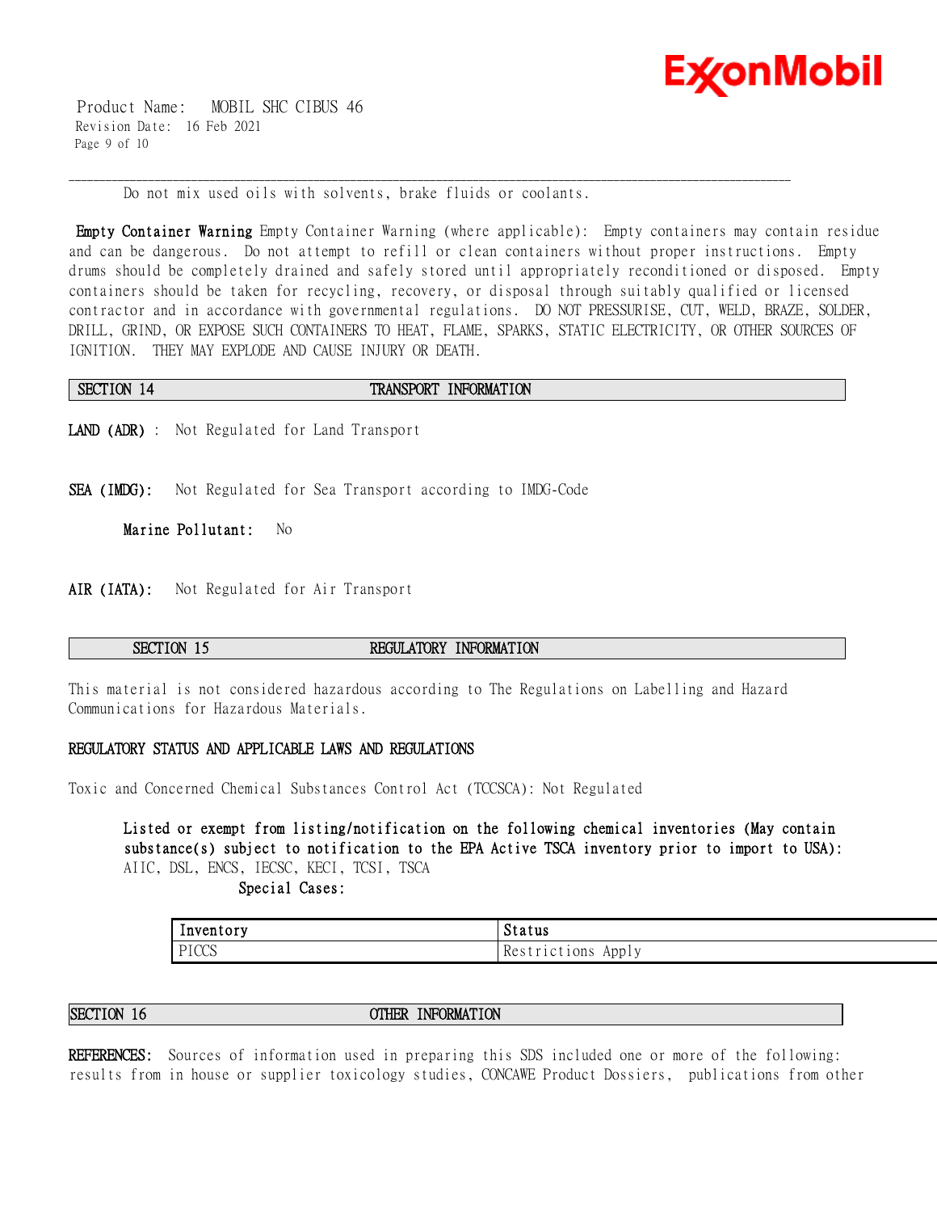Do not mix used oils with solvents, brake fluids or coolants.

**Empty Container Warning** Empty Container Warning (where applicable): Empty containers may contain residue and can be dangerous. Do not attempt to refill or clean containers without proper instructions. Empty drums should be completely drained and safely stored until appropriately reconditioned or disposed. Empty containers should be taken for recycling, recovery, or disposal through suitably qualified or licensed contractor and in accordance with governmental regulations. DO NOT PRESSURISE, CUT, WELD, BRAZE, SOLDER, DRILL, GRIND, OR EXPOSE SUCH CONTAINERS TO HEAT, FLAME, SPARKS, STATIC ELECTRICITY, OR OTHER SOURCES OF IGNITION. THEY MAY EXPLODE AND CAUSE INJURY OR DEATH.

## SECTION 14 TRANSPORT INFORMATION

**LAND (ADR)** : Not Regulated for Land Transport

**SEA (IMDG):** Not Regulated for Sea Transport according to IMDG-Code

**Marine Pollutant:** No

**AIR (IATA):** Not Regulated for Air Transport

## SECTION 15 REGULATORY INFORMATION

This material is not considered hazardous according to The Regulations on Labelling and Hazard Communications for Hazardous Materials.

**REGULATORY STATUS AND APPLICABLE LAWS AND REGULATIONS**

Toxic and Concerned Chemical Substances Control Act (TCCSCA): Not Regulated

**Listed or exempt from listing/notification on the following chemical inventories (May contain substance(s) subject to notification to the EPA Active TSCA inventory prior to import to USA):** AIIC, DSL, ENCS, IECSC, KECI, TCSI, TSCA

**Special Cases:**

| Inventory | Status |
|---|---|
| PICCS | Restrictions Apply |

## SECTION 16 OTHER INFORMATION

**REFERENCES:** Sources of information used in preparing this SDS included one or more of the following: results from in house or supplier toxicology studies, CONCAWE Product Dossiers, publications from other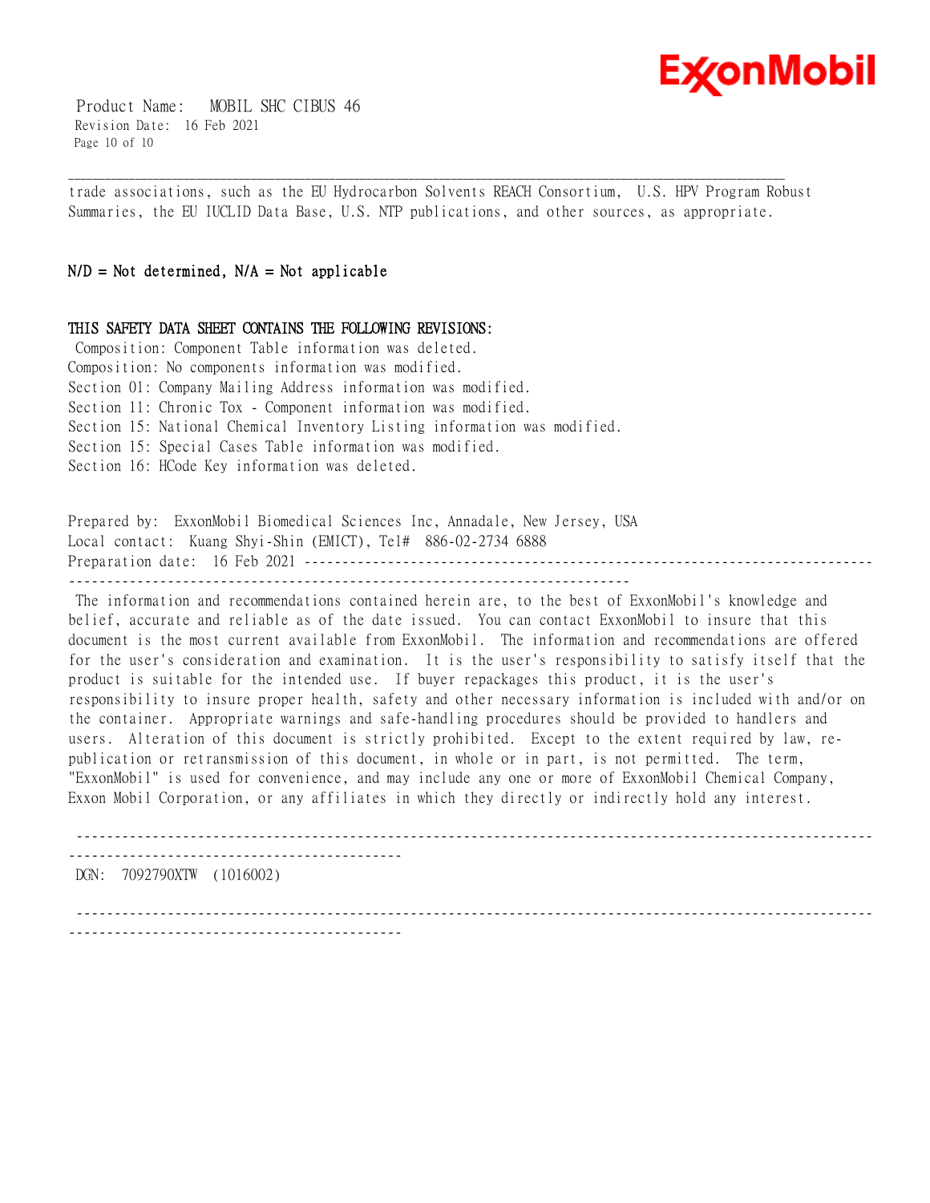trade associations, such as the EU Hydrocarbon Solvents REACH Consortium, U.S. HPV Program Robust Summaries, the EU IUCLID Data Base, U.S. NTP publications, and other sources, as appropriate.

**N/D = Not determined, N/A = Not applicable**

**THIS SAFETY DATA SHEET CONTAINS THE FOLLOWING REVISIONS:**

Composition: Component Table information was deleted.
Composition: No components information was modified.
Section 01: Company Mailing Address information was modified.
Section 11: Chronic Tox - Component information was modified.
Section 15: National Chemical Inventory Listing information was modified.
Section 15: Special Cases Table information was modified.
Section 16: HCode Key information was deleted.

Prepared by: ExxonMobil Biomedical Sciences Inc, Annadale, New Jersey, USA
Local contact: Kuang Shyi-Shin (EMICT), Tel# 886-02-2734 6888
Preparation date: 16 Feb 2021

---

The information and recommendations contained herein are, to the best of ExxonMobil's knowledge and belief, accurate and reliable as of the date issued. You can contact ExxonMobil to insure that this document is the most current available from ExxonMobil. The information and recommendations are offered for the user's consideration and examination. It is the user's responsibility to satisfy itself that the product is suitable for the intended use. If buyer repackages this product, it is the user's responsibility to insure proper health, safety and other necessary information is included with and/or on the container. Appropriate warnings and safe-handling procedures should be provided to handlers and users. Alteration of this document is strictly prohibited. Except to the extent required by law, re-publication or retransmission of this document, in whole or in part, is not permitted. The term, "ExxonMobil" is used for convenience, and may include any one or more of ExxonMobil Chemical Company, Exxon Mobil Corporation, or any affiliates in which they directly or indirectly hold any interest.

---

DGN: 7092790XTW (1016002)

---